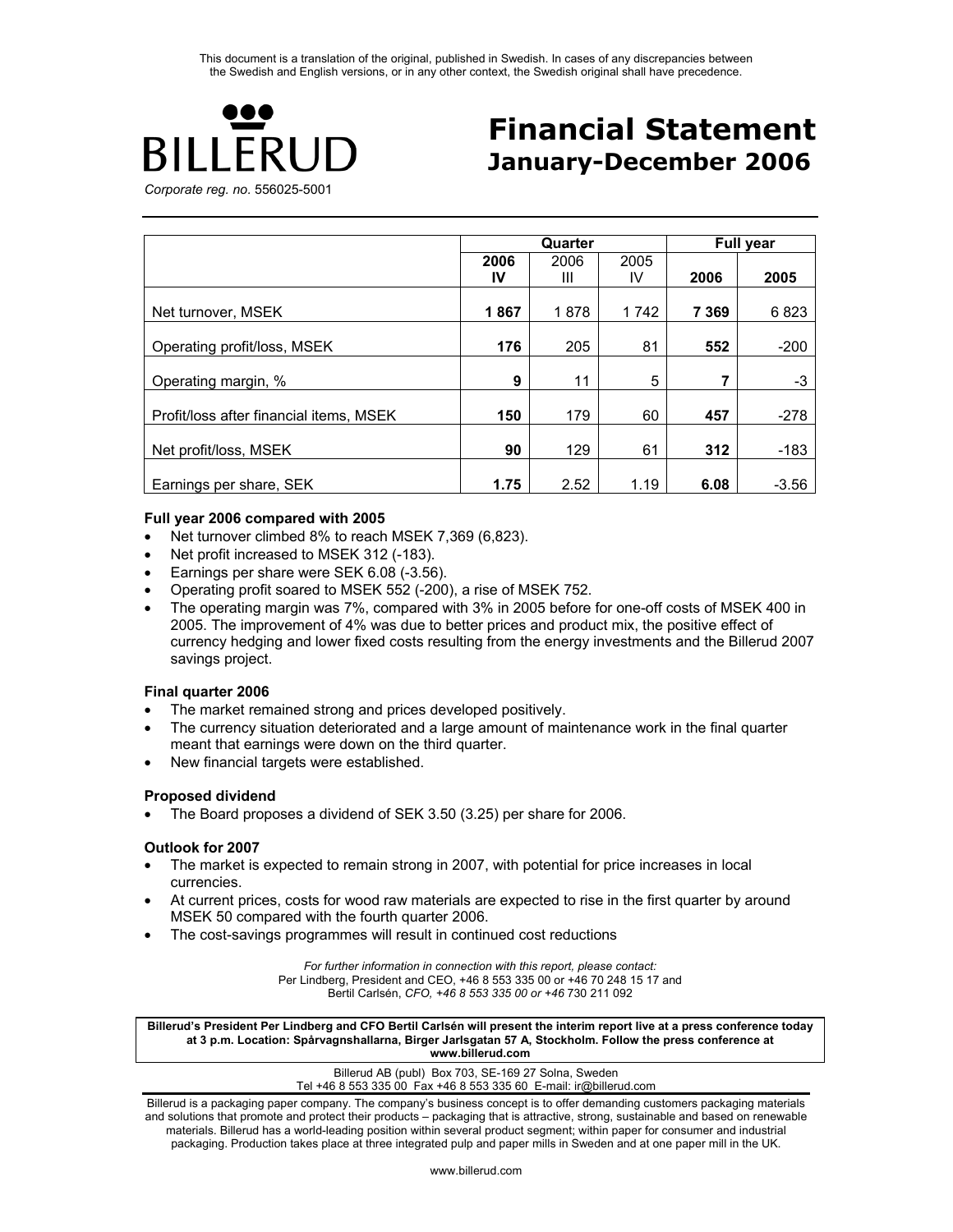This document is a translation of the original, published in Swedish. In cases of any discrepancies between the Swedish and English versions, or in any other context, the Swedish original shall have precedence.

BILLERUD

*Corporate reg. no.* 556025-5001

# Financial Statement
## January-December 2006

| | Quarter | | | Full year | |
|---|---|---|---|---|---|
| | **2006 IV** | 2006 III | 2005 IV | **2006** | **2005** |
| Net turnover, MSEK | **1 867** | 1 878 | 1 742 | **7 369** | 6 823 |
| Operating profit/loss, MSEK | **176** | 205 | 81 | **552** | -200 |
| Operating margin, % | **9** | 11 | 5 | **7** | -3 |
| Profit/loss after financial items, MSEK | **150** | 179 | 60 | **457** | -278 |
| Net profit/loss, MSEK | **90** | 129 | 61 | **312** | -183 |
| Earnings per share, SEK | **1.75** | 2.52 | 1.19 | **6.08** | -3.56 |

**Full year 2006 compared with 2005**

- Net turnover climbed 8% to reach MSEK 7,369 (6,823).
- Net profit increased to MSEK 312 (-183).
- Earnings per share were SEK 6.08 (-3.56).
- Operating profit soared to MSEK 552 (-200), a rise of MSEK 752.
- The operating margin was 7%, compared with 3% in 2005 before for one-off costs of MSEK 400 in 2005. The improvement of 4% was due to better prices and product mix, the positive effect of currency hedging and lower fixed costs resulting from the energy investments and the Billerud 2007 savings project.

**Final quarter 2006**

- The market remained strong and prices developed positively.
- The currency situation deteriorated and a large amount of maintenance work in the final quarter meant that earnings were down on the third quarter.
- New financial targets were established.

**Proposed dividend**

- The Board proposes a dividend of SEK 3.50 (3.25) per share for 2006.

**Outlook for 2007**

- The market is expected to remain strong in 2007, with potential for price increases in local currencies.
- At current prices, costs for wood raw materials are expected to rise in the first quarter by around MSEK 50 compared with the fourth quarter 2006.
- The cost-savings programmes will result in continued cost reductions

*For further information in connection with this report, please contact:*
Per Lindberg, President and CEO, +46 8 553 335 00 or +46 70 248 15 17 and
Bertil Carlsén, *CFO, +46 8 553 335 00 or +46* 730 211 092

**Billerud's President Per Lindberg and CFO Bertil Carlsén will present the interim report live at a press conference today at 3 p.m. Location: Spårvagnshallarna, Birger Jarlsgatan 57 A, Stockholm. Follow the press conference at www.billerud.com**

Billerud AB (publ) Box 703, SE-169 27 Solna, Sweden
Tel +46 8 553 335 00 Fax +46 8 553 335 60 E-mail: ir@billerud.com

Billerud is a packaging paper company. The company's business concept is to offer demanding customers packaging materials and solutions that promote and protect their products – packaging that is attractive, strong, sustainable and based on renewable materials. Billerud has a world-leading position within several product segment; within paper for consumer and industrial packaging. Production takes place at three integrated pulp and paper mills in Sweden and at one paper mill in the UK.

www.billerud.com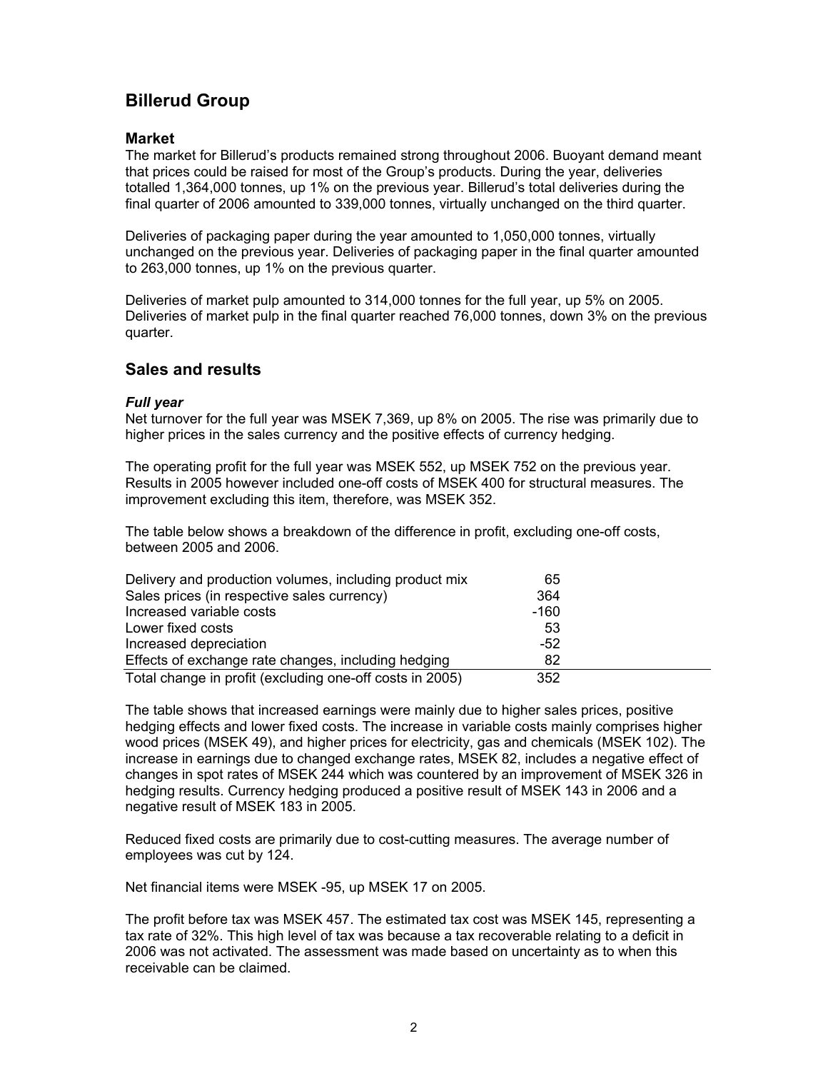# Billerud Group

## Market

The market for Billerud's products remained strong throughout 2006. Buoyant demand meant that prices could be raised for most of the Group's products. During the year, deliveries totalled 1,364,000 tonnes, up 1% on the previous year. Billerud's total deliveries during the final quarter of 2006 amounted to 339,000 tonnes, virtually unchanged on the third quarter.

Deliveries of packaging paper during the year amounted to 1,050,000 tonnes, virtually unchanged on the previous year. Deliveries of packaging paper in the final quarter amounted to 263,000 tonnes, up 1% on the previous quarter.

Deliveries of market pulp amounted to 314,000 tonnes for the full year, up 5% on 2005. Deliveries of market pulp in the final quarter reached 76,000 tonnes, down 3% on the previous quarter.

# Sales and results

### *Full year*

Net turnover for the full year was MSEK 7,369, up 8% on 2005. The rise was primarily due to higher prices in the sales currency and the positive effects of currency hedging.

The operating profit for the full year was MSEK 552, up MSEK 752 on the previous year. Results in 2005 however included one-off costs of MSEK 400 for structural measures. The improvement excluding this item, therefore, was MSEK 352.

The table below shows a breakdown of the difference in profit, excluding one-off costs, between 2005 and 2006.

| | |
|---|---|
| Delivery and production volumes, including product mix | 65 |
| Sales prices (in respective sales currency) | 364 |
| Increased variable costs | -160 |
| Lower fixed costs | 53 |
| Increased depreciation | -52 |
| Effects of exchange rate changes, including hedging | 82 |
| Total change in profit (excluding one-off costs in 2005) | 352 |

The table shows that increased earnings were mainly due to higher sales prices, positive hedging effects and lower fixed costs. The increase in variable costs mainly comprises higher wood prices (MSEK 49), and higher prices for electricity, gas and chemicals (MSEK 102). The increase in earnings due to changed exchange rates, MSEK 82, includes a negative effect of changes in spot rates of MSEK 244 which was countered by an improvement of MSEK 326 in hedging results. Currency hedging produced a positive result of MSEK 143 in 2006 and a negative result of MSEK 183 in 2005.

Reduced fixed costs are primarily due to cost-cutting measures. The average number of employees was cut by 124.

Net financial items were MSEK -95, up MSEK 17 on 2005.

The profit before tax was MSEK 457. The estimated tax cost was MSEK 145, representing a tax rate of 32%. This high level of tax was because a tax recoverable relating to a deficit in 2006 was not activated. The assessment was made based on uncertainty as to when this receivable can be claimed.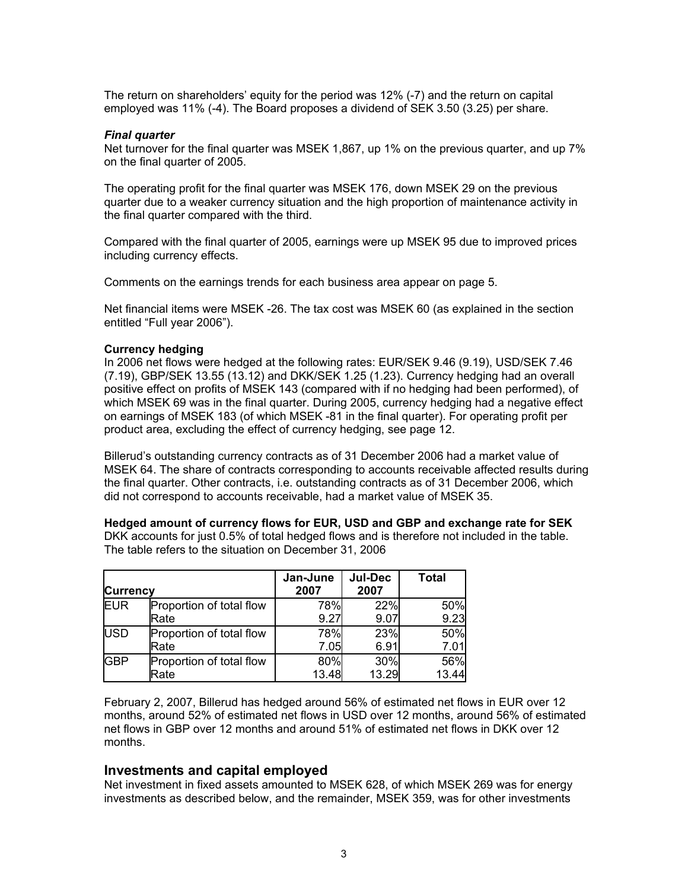The return on shareholders' equity for the period was 12% (-7) and the return on capital employed was 11% (-4). The Board proposes a dividend of SEK 3.50 (3.25) per share.

### *Final quarter*

Net turnover for the final quarter was MSEK 1,867, up 1% on the previous quarter, and up 7% on the final quarter of 2005.

The operating profit for the final quarter was MSEK 176, down MSEK 29 on the previous quarter due to a weaker currency situation and the high proportion of maintenance activity in the final quarter compared with the third.

Compared with the final quarter of 2005, earnings were up MSEK 95 due to improved prices including currency effects.

Comments on the earnings trends for each business area appear on page 5.

Net financial items were MSEK -26. The tax cost was MSEK 60 (as explained in the section entitled "Full year 2006").

### Currency hedging

In 2006 net flows were hedged at the following rates: EUR/SEK 9.46 (9.19), USD/SEK 7.46 (7.19), GBP/SEK 13.55 (13.12) and DKK/SEK 1.25 (1.23). Currency hedging had an overall positive effect on profits of MSEK 143 (compared with if no hedging had been performed), of which MSEK 69 was in the final quarter. During 2005, currency hedging had a negative effect on earnings of MSEK 183 (of which MSEK -81 in the final quarter). For operating profit per product area, excluding the effect of currency hedging, see page 12.

Billerud's outstanding currency contracts as of 31 December 2006 had a market value of MSEK 64. The share of contracts corresponding to accounts receivable affected results during the final quarter. Other contracts, i.e. outstanding contracts as of 31 December 2006, which did not correspond to accounts receivable, had a market value of MSEK 35.

**Hedged amount of currency flows for EUR, USD and GBP and exchange rate for SEK**
DKK accounts for just 0.5% of total hedged flows and is therefore not included in the table. The table refers to the situation on December 31, 2006

| Currency | | Jan-June 2007 | Jul-Dec 2007 | Total |
|---|---|---|---|---|
| EUR | Proportion of total flow | 78% | 22% | 50% |
| | Rate | 9.27 | 9.07 | 9.23 |
| USD | Proportion of total flow | 78% | 23% | 50% |
| | Rate | 7.05 | 6.91 | 7.01 |
| GBP | Proportion of total flow | 80% | 30% | 56% |
| | Rate | 13.48 | 13.29 | 13.44 |

February 2, 2007, Billerud has hedged around 56% of estimated net flows in EUR over 12 months, around 52% of estimated net flows in USD over 12 months, around 56% of estimated net flows in GBP over 12 months and around 51% of estimated net flows in DKK over 12 months.

## Investments and capital employed

Net investment in fixed assets amounted to MSEK 628, of which MSEK 269 was for energy investments as described below, and the remainder, MSEK 359, was for other investments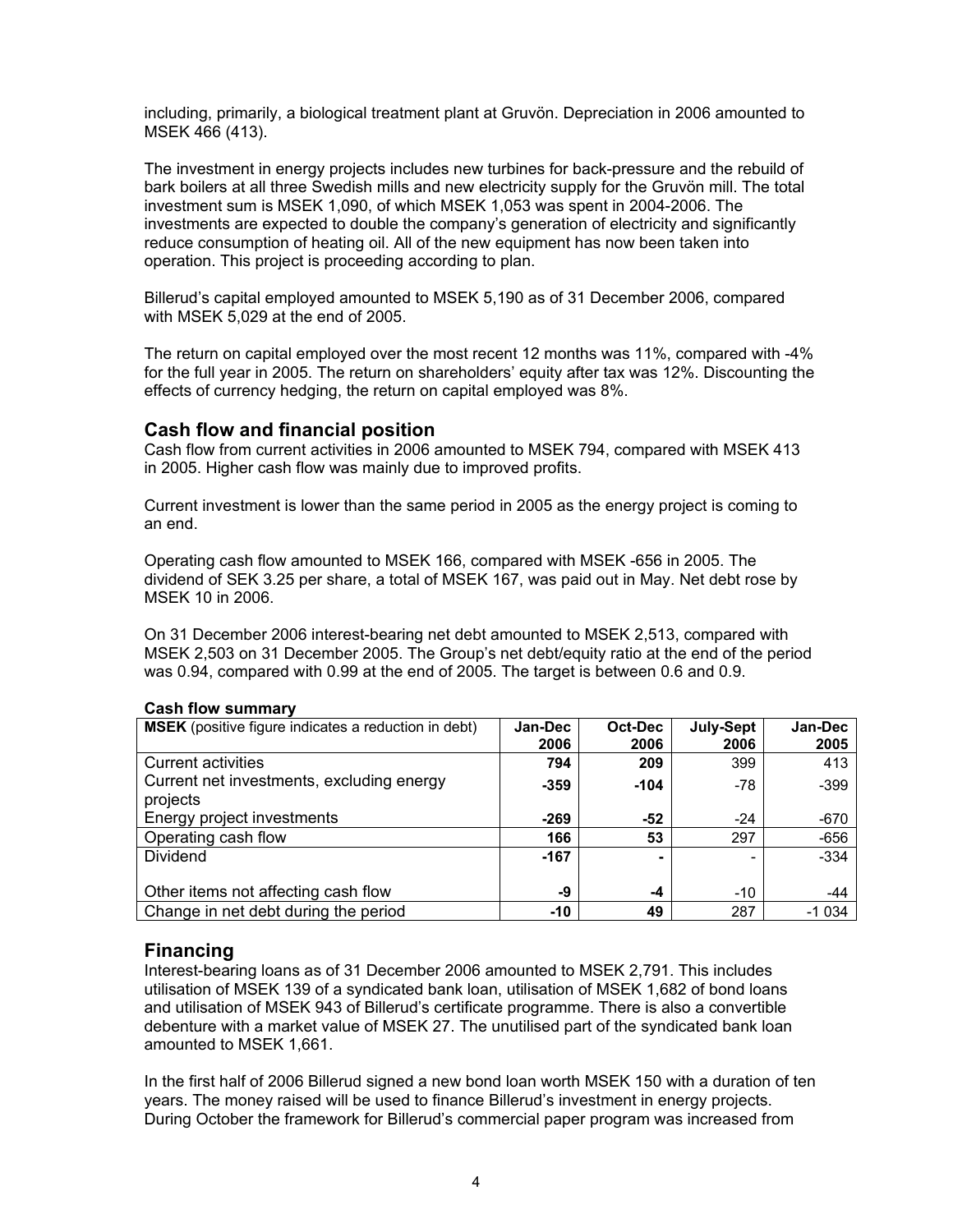including, primarily, a biological treatment plant at Gruvön. Depreciation in 2006 amounted to MSEK 466 (413).

The investment in energy projects includes new turbines for back-pressure and the rebuild of bark boilers at all three Swedish mills and new electricity supply for the Gruvön mill. The total investment sum is MSEK 1,090, of which MSEK 1,053 was spent in 2004-2006. The investments are expected to double the company's generation of electricity and significantly reduce consumption of heating oil. All of the new equipment has now been taken into operation. This project is proceeding according to plan.

Billerud's capital employed amounted to MSEK 5,190 as of 31 December 2006, compared with MSEK 5,029 at the end of 2005.

The return on capital employed over the most recent 12 months was 11%, compared with -4% for the full year in 2005. The return on shareholders' equity after tax was 12%. Discounting the effects of currency hedging, the return on capital employed was 8%.

## Cash flow and financial position

Cash flow from current activities in 2006 amounted to MSEK 794, compared with MSEK 413 in 2005. Higher cash flow was mainly due to improved profits.

Current investment is lower than the same period in 2005 as the energy project is coming to an end.

Operating cash flow amounted to MSEK 166, compared with MSEK -656 in 2005. The dividend of SEK 3.25 per share, a total of MSEK 167, was paid out in May. Net debt rose by MSEK 10 in 2006.

On 31 December 2006 interest-bearing net debt amounted to MSEK 2,513, compared with MSEK 2,503 on 31 December 2005. The Group's net debt/equity ratio at the end of the period was 0.94, compared with 0.99 at the end of 2005. The target is between 0.6 and 0.9.

**Cash flow summary**

| **MSEK** (positive figure indicates a reduction in debt) | Jan-Dec 2006 | Oct-Dec 2006 | July-Sept 2006 | Jan-Dec 2005 |
|---|---|---|---|---|
| Current activities | **794** | **209** | 399 | 413 |
| Current net investments, excluding energy projects | **-359** | **-104** | -78 | -399 |
| Energy project investments | **-269** | **-52** | -24 | -670 |
| Operating cash flow | **166** | **53** | 297 | -656 |
| Dividend | **-167** | **-** | - | -334 |
| Other items not affecting cash flow | **-9** | **-4** | -10 | -44 |
| Change in net debt during the period | **-10** | **49** | 287 | -1 034 |

## Financing

Interest-bearing loans as of 31 December 2006 amounted to MSEK 2,791. This includes utilisation of MSEK 139 of a syndicated bank loan, utilisation of MSEK 1,682 of bond loans and utilisation of MSEK 943 of Billerud's certificate programme. There is also a convertible debenture with a market value of MSEK 27. The unutilised part of the syndicated bank loan amounted to MSEK 1,661.

In the first half of 2006 Billerud signed a new bond loan worth MSEK 150 with a duration of ten years. The money raised will be used to finance Billerud's investment in energy projects. During October the framework for Billerud's commercial paper program was increased from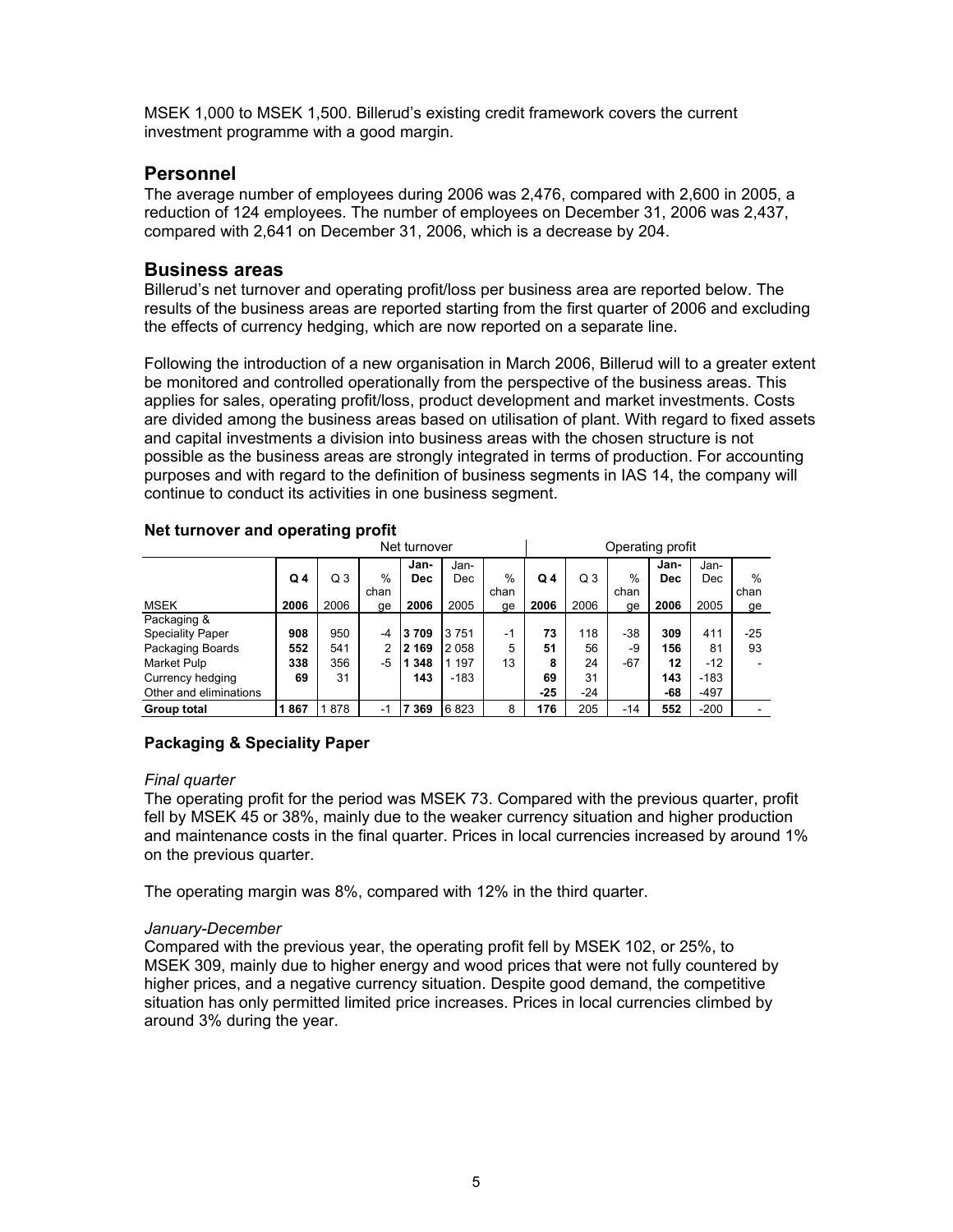MSEK 1,000 to MSEK 1,500. Billerud's existing credit framework covers the current investment programme with a good margin.

## Personnel

The average number of employees during 2006 was 2,476, compared with 2,600 in 2005, a reduction of 124 employees. The number of employees on December 31, 2006 was 2,437, compared with 2,641 on December 31, 2006, which is a decrease by 204.

## Business areas

Billerud's net turnover and operating profit/loss per business area are reported below. The results of the business areas are reported starting from the first quarter of 2006 and excluding the effects of currency hedging, which are now reported on a separate line.

Following the introduction of a new organisation in March 2006, Billerud will to a greater extent be monitored and controlled operationally from the perspective of the business areas. This applies for sales, operating profit/loss, product development and market investments. Costs are divided among the business areas based on utilisation of plant. With regard to fixed assets and capital investments a division into business areas with the chosen structure is not possible as the business areas are strongly integrated in terms of production. For accounting purposes and with regard to the definition of business segments in IAS 14, the company will continue to conduct its activities in one business segment.

### Net turnover and operating profit

| | Net turnover | | | | | | Operating profit | | | | | |
|---|---|---|---|---|---|---|---|---|---|---|---|---|
| MSEK | **Q 4 2006** | Q 3 2006 | % change | **Jan-Dec 2006** | Jan-Dec 2005 | % change | **Q 4 2006** | Q 3 2006 | % change | **Jan-Dec 2006** | Jan-Dec 2005 | % change |
| Packaging & Speciality Paper | **908** | 950 | -4 | **3 709** | 3 751 | -1 | **73** | 118 | -38 | **309** | 411 | -25 |
| Packaging Boards | **552** | 541 | 2 | **2 169** | 2 058 | 5 | **51** | 56 | -9 | **156** | 81 | 93 |
| Market Pulp | **338** | 356 | -5 | **1 348** | 1 197 | 13 | **8** | 24 | -67 | **12** | -12 | - |
| Currency hedging | **69** | 31 | | **143** | -183 | | **69** | 31 | | **143** | -183 | |
| Other and eliminations | | | | | | | **-25** | -24 | | **-68** | -497 | |
| **Group total** | **1 867** | 1 878 | -1 | **7 369** | 6 823 | 8 | **176** | 205 | -14 | **552** | -200 | - |

### Packaging & Speciality Paper

*Final quarter*

The operating profit for the period was MSEK 73. Compared with the previous quarter, profit fell by MSEK 45 or 38%, mainly due to the weaker currency situation and higher production and maintenance costs in the final quarter. Prices in local currencies increased by around 1% on the previous quarter.

The operating margin was 8%, compared with 12% in the third quarter.

*January-December*

Compared with the previous year, the operating profit fell by MSEK 102, or 25%, to MSEK 309, mainly due to higher energy and wood prices that were not fully countered by higher prices, and a negative currency situation. Despite good demand, the competitive situation has only permitted limited price increases. Prices in local currencies climbed by around 3% during the year.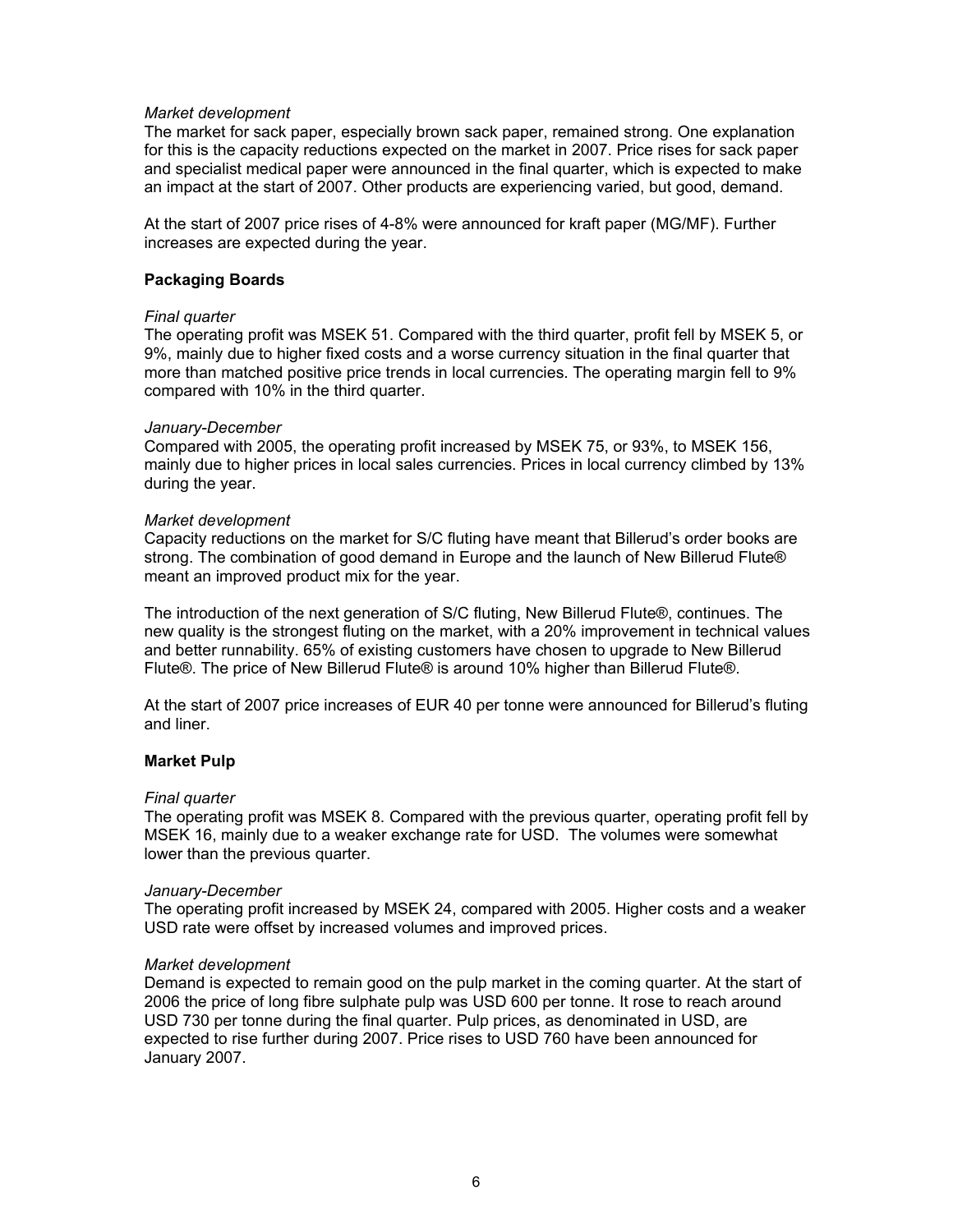*Market development*

The market for sack paper, especially brown sack paper, remained strong. One explanation for this is the capacity reductions expected on the market in 2007. Price rises for sack paper and specialist medical paper were announced in the final quarter, which is expected to make an impact at the start of 2007. Other products are experiencing varied, but good, demand.

At the start of 2007 price rises of 4-8% were announced for kraft paper (MG/MF). Further increases are expected during the year.

**Packaging Boards**

*Final quarter*

The operating profit was MSEK 51. Compared with the third quarter, profit fell by MSEK 5, or 9%, mainly due to higher fixed costs and a worse currency situation in the final quarter that more than matched positive price trends in local currencies. The operating margin fell to 9% compared with 10% in the third quarter.

*January-December*

Compared with 2005, the operating profit increased by MSEK 75, or 93%, to MSEK 156, mainly due to higher prices in local sales currencies. Prices in local currency climbed by 13% during the year.

*Market development*

Capacity reductions on the market for S/C fluting have meant that Billerud's order books are strong. The combination of good demand in Europe and the launch of New Billerud Flute® meant an improved product mix for the year.

The introduction of the next generation of S/C fluting, New Billerud Flute®, continues. The new quality is the strongest fluting on the market, with a 20% improvement in technical values and better runnability. 65% of existing customers have chosen to upgrade to New Billerud Flute®. The price of New Billerud Flute® is around 10% higher than Billerud Flute®.

At the start of 2007 price increases of EUR 40 per tonne were announced for Billerud's fluting and liner.

**Market Pulp**

*Final quarter*

The operating profit was MSEK 8. Compared with the previous quarter, operating profit fell by MSEK 16, mainly due to a weaker exchange rate for USD. The volumes were somewhat lower than the previous quarter.

*January-December*

The operating profit increased by MSEK 24, compared with 2005. Higher costs and a weaker USD rate were offset by increased volumes and improved prices.

*Market development*

Demand is expected to remain good on the pulp market in the coming quarter. At the start of 2006 the price of long fibre sulphate pulp was USD 600 per tonne. It rose to reach around USD 730 per tonne during the final quarter. Pulp prices, as denominated in USD, are expected to rise further during 2007. Price rises to USD 760 have been announced for January 2007.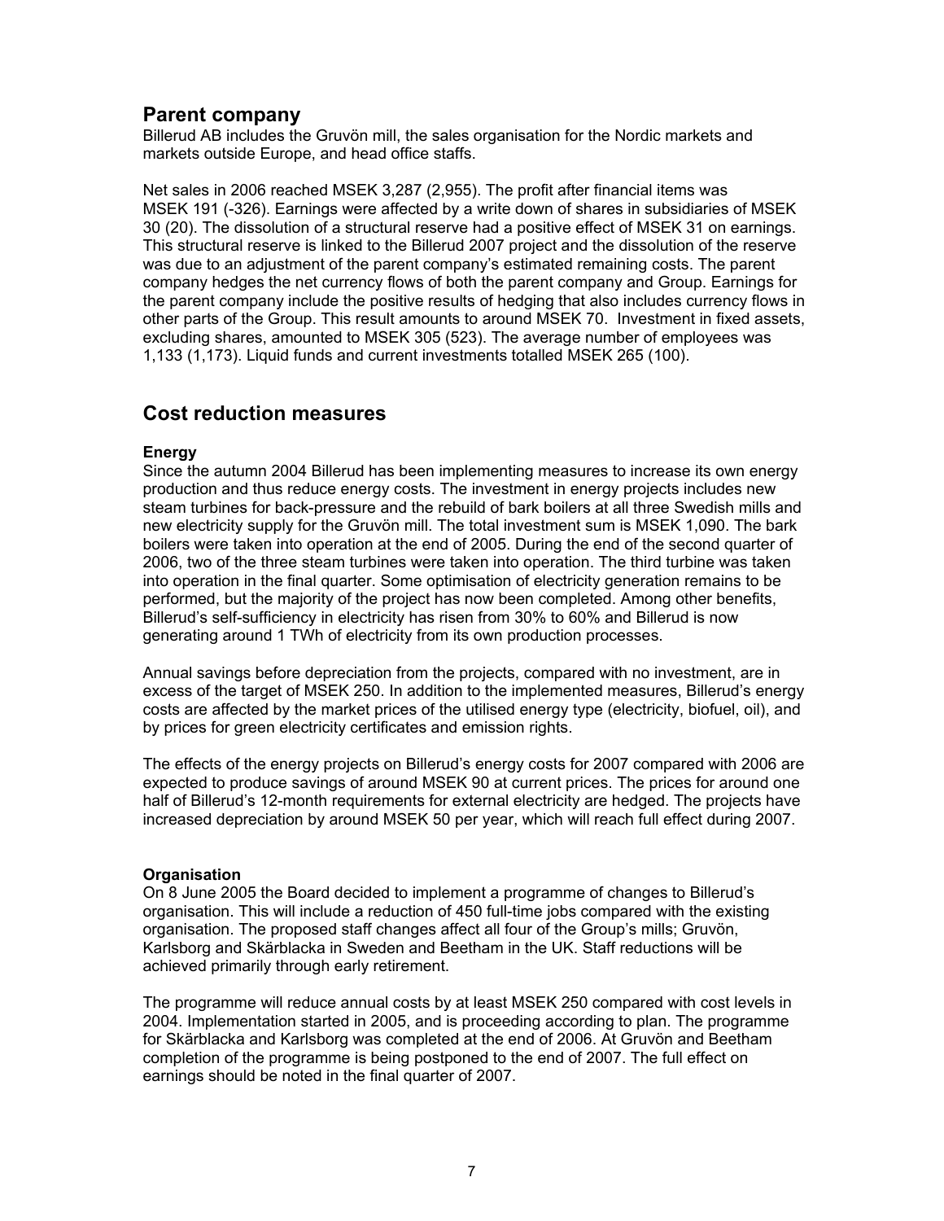## Parent company

Billerud AB includes the Gruvön mill, the sales organisation for the Nordic markets and markets outside Europe, and head office staffs.

Net sales in 2006 reached MSEK 3,287 (2,955). The profit after financial items was MSEK 191 (-326). Earnings were affected by a write down of shares in subsidiaries of MSEK 30 (20). The dissolution of a structural reserve had a positive effect of MSEK 31 on earnings. This structural reserve is linked to the Billerud 2007 project and the dissolution of the reserve was due to an adjustment of the parent company's estimated remaining costs. The parent company hedges the net currency flows of both the parent company and Group. Earnings for the parent company include the positive results of hedging that also includes currency flows in other parts of the Group. This result amounts to around MSEK 70. Investment in fixed assets, excluding shares, amounted to MSEK 305 (523). The average number of employees was 1,133 (1,173). Liquid funds and current investments totalled MSEK 265 (100).

## Cost reduction measures

### Energy

Since the autumn 2004 Billerud has been implementing measures to increase its own energy production and thus reduce energy costs. The investment in energy projects includes new steam turbines for back-pressure and the rebuild of bark boilers at all three Swedish mills and new electricity supply for the Gruvön mill. The total investment sum is MSEK 1,090. The bark boilers were taken into operation at the end of 2005. During the end of the second quarter of 2006, two of the three steam turbines were taken into operation. The third turbine was taken into operation in the final quarter. Some optimisation of electricity generation remains to be performed, but the majority of the project has now been completed. Among other benefits, Billerud's self-sufficiency in electricity has risen from 30% to 60% and Billerud is now generating around 1 TWh of electricity from its own production processes.

Annual savings before depreciation from the projects, compared with no investment, are in excess of the target of MSEK 250. In addition to the implemented measures, Billerud's energy costs are affected by the market prices of the utilised energy type (electricity, biofuel, oil), and by prices for green electricity certificates and emission rights.

The effects of the energy projects on Billerud's energy costs for 2007 compared with 2006 are expected to produce savings of around MSEK 90 at current prices. The prices for around one half of Billerud's 12-month requirements for external electricity are hedged. The projects have increased depreciation by around MSEK 50 per year, which will reach full effect during 2007.

### Organisation

On 8 June 2005 the Board decided to implement a programme of changes to Billerud's organisation. This will include a reduction of 450 full-time jobs compared with the existing organisation. The proposed staff changes affect all four of the Group's mills; Gruvön, Karlsborg and Skärblacka in Sweden and Beetham in the UK. Staff reductions will be achieved primarily through early retirement.

The programme will reduce annual costs by at least MSEK 250 compared with cost levels in 2004. Implementation started in 2005, and is proceeding according to plan. The programme for Skärblacka and Karlsborg was completed at the end of 2006. At Gruvön and Beetham completion of the programme is being postponed to the end of 2007. The full effect on earnings should be noted in the final quarter of 2007.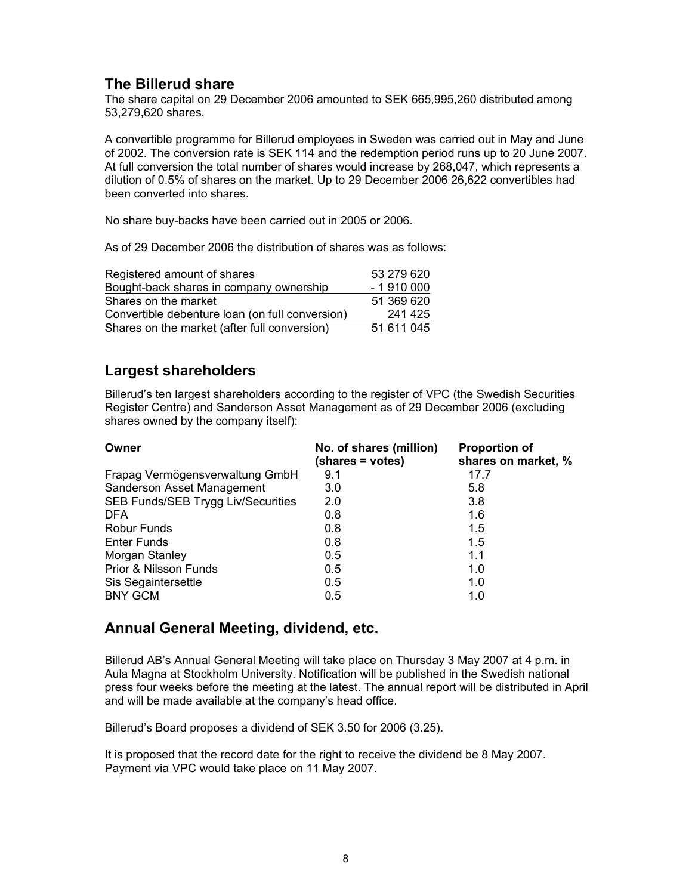## The Billerud share

The share capital on 29 December 2006 amounted to SEK 665,995,260 distributed among 53,279,620 shares.

A convertible programme for Billerud employees in Sweden was carried out in May and June of 2002. The conversion rate is SEK 114 and the redemption period runs up to 20 June 2007. At full conversion the total number of shares would increase by 268,047, which represents a dilution of 0.5% of shares on the market. Up to 29 December 2006 26,622 convertibles had been converted into shares.

No share buy-backs have been carried out in 2005 or 2006.

As of 29 December 2006 the distribution of shares was as follows:

| | |
|---|---|
| Registered amount of shares | 53 279 620 |
| Bought-back shares in company ownership | - 1 910 000 |
| Shares on the market | 51 369 620 |
| Convertible debenture loan (on full conversion) | 241 425 |
| Shares on the market (after full conversion) | 51 611 045 |

## Largest shareholders

Billerud's ten largest shareholders according to the register of VPC (the Swedish Securities Register Centre) and Sanderson Asset Management as of 29 December 2006 (excluding shares owned by the company itself):

| Owner | No. of shares (million) (shares = votes) | Proportion of shares on market, % |
|---|---|---|
| Frapag Vermögensverwaltung GmbH | 9.1 | 17.7 |
| Sanderson Asset Management | 3.0 | 5.8 |
| SEB Funds/SEB Trygg Liv/Securities | 2.0 | 3.8 |
| DFA | 0.8 | 1.6 |
| Robur Funds | 0.8 | 1.5 |
| Enter Funds | 0.8 | 1.5 |
| Morgan Stanley | 0.5 | 1.1 |
| Prior & Nilsson Funds | 0.5 | 1.0 |
| Sis Segaintersettle | 0.5 | 1.0 |
| BNY GCM | 0.5 | 1.0 |

## Annual General Meeting, dividend, etc.

Billerud AB's Annual General Meeting will take place on Thursday 3 May 2007 at 4 p.m. in Aula Magna at Stockholm University. Notification will be published in the Swedish national press four weeks before the meeting at the latest. The annual report will be distributed in April and will be made available at the company's head office.

Billerud's Board proposes a dividend of SEK 3.50 for 2006 (3.25).

It is proposed that the record date for the right to receive the dividend be 8 May 2007. Payment via VPC would take place on 11 May 2007.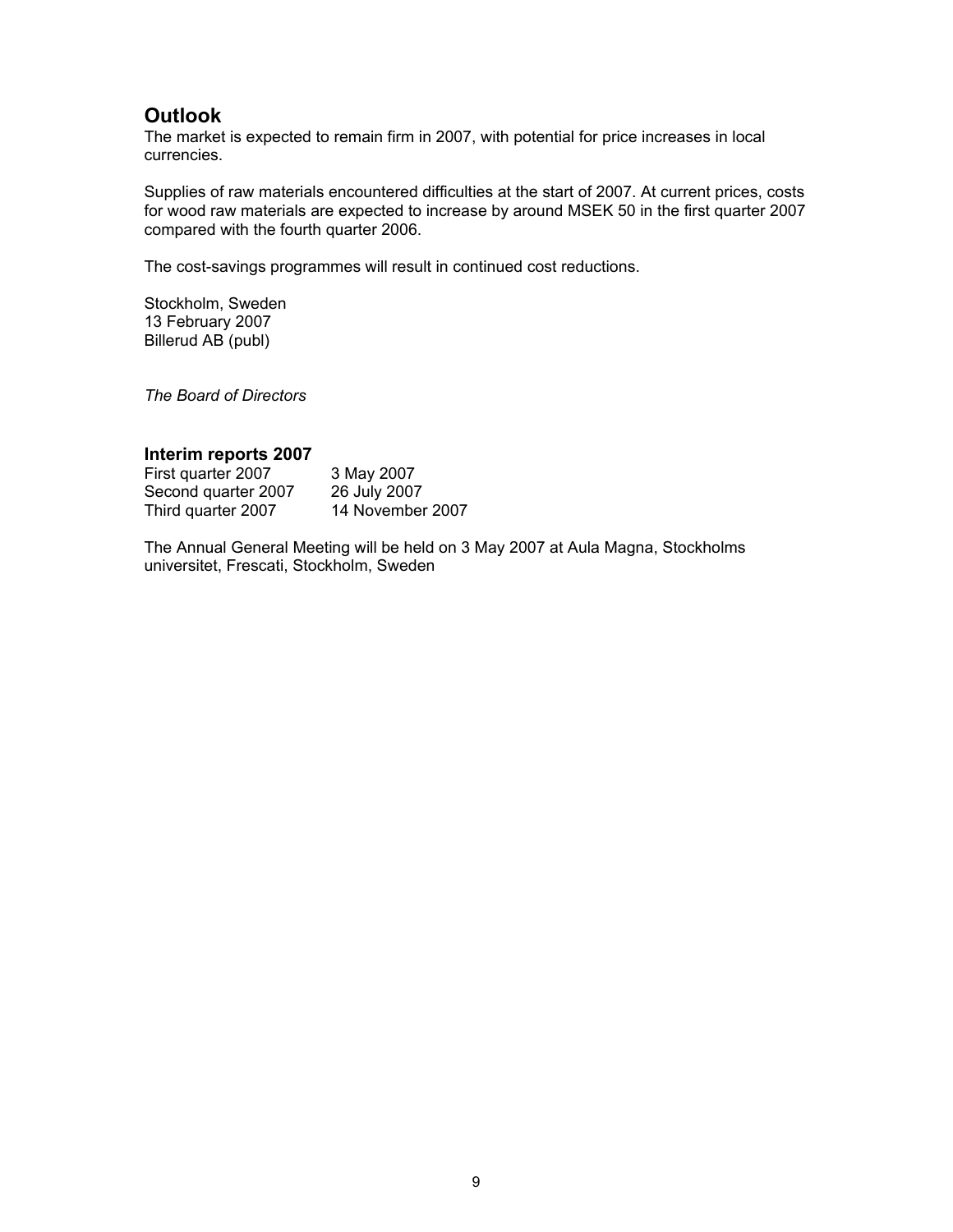## Outlook

The market is expected to remain firm in 2007, with potential for price increases in local currencies.

Supplies of raw materials encountered difficulties at the start of 2007. At current prices, costs for wood raw materials are expected to increase by around MSEK 50 in the first quarter 2007 compared with the fourth quarter 2006.

The cost-savings programmes will result in continued cost reductions.

Stockholm, Sweden
13 February 2007
Billerud AB (publ)

*The Board of Directors*

### Interim reports 2007

| | |
|---|---|
| First quarter 2007 | 3 May 2007 |
| Second quarter 2007 | 26 July 2007 |
| Third quarter 2007 | 14 November 2007 |

The Annual General Meeting will be held on 3 May 2007 at Aula Magna, Stockholms universitet, Frescati, Stockholm, Sweden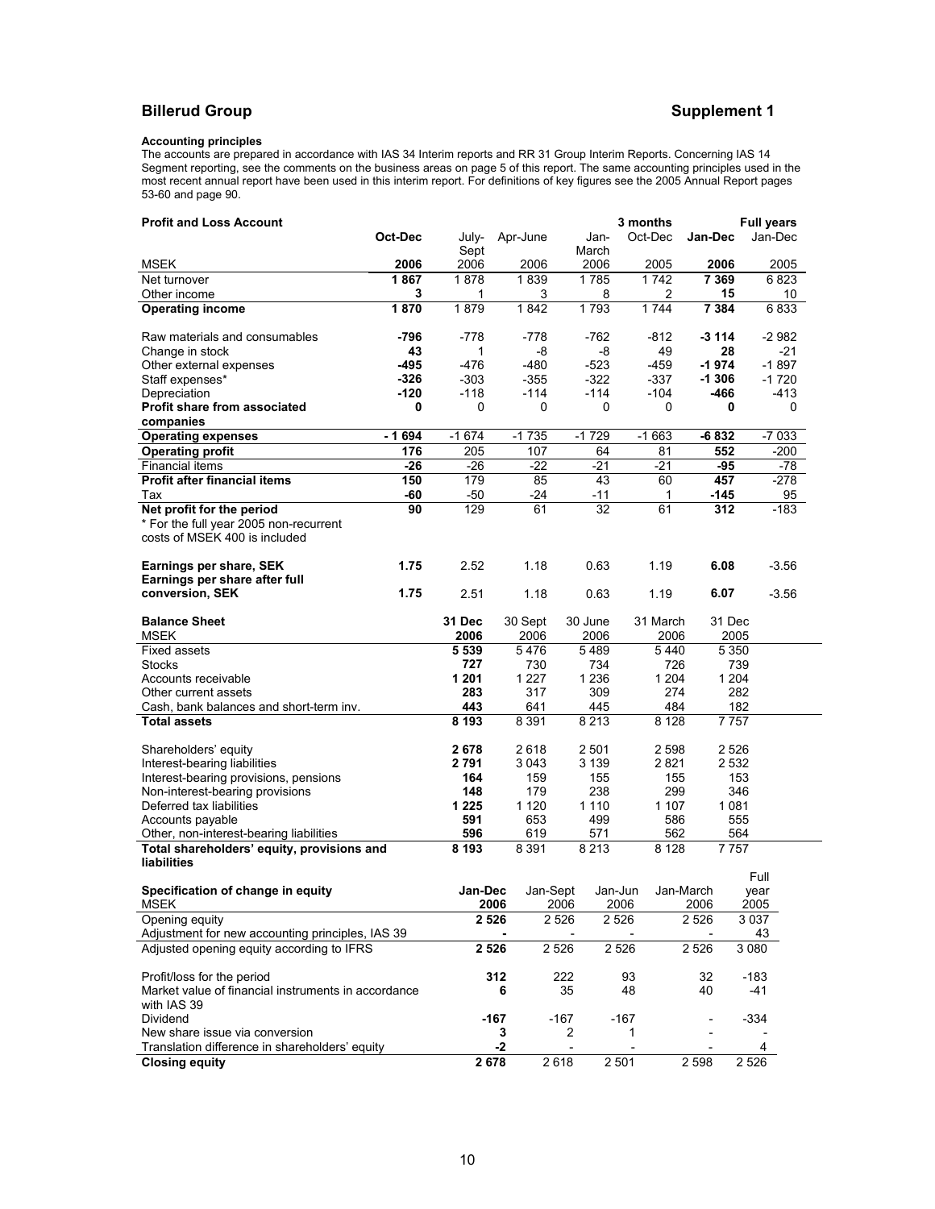## Billerud Group

## Supplement 1

**Accounting principles**

The accounts are prepared in accordance with IAS 34 Interim reports and RR 31 Group Interim Reports. Concerning IAS 14 Segment reporting, see the comments on the business areas on page 5 of this report. The same accounting principles used in the most recent annual report have been used in this interim report. For definitions of key figures see the 2005 Annual Report pages 53-60 and page 90.

| **Profit and Loss Account** | | | | | 3 months | | Full years |
|---|---|---|---|---|---|---|---|
| | **Oct-Dec** | July-Sept | Apr-June | Jan-March | Oct-Dec | **Jan-Dec** | Jan-Dec |
| MSEK | **2006** | 2006 | 2006 | 2006 | 2005 | **2006** | 2005 |
| Net turnover | **1 867** | 1 878 | 1 839 | 1 785 | 1 742 | **7 369** | 6 823 |
| Other income | **3** | 1 | 3 | 8 | 2 | **15** | 10 |
| **Operating income** | **1 870** | 1 879 | 1 842 | 1 793 | 1 744 | **7 384** | 6 833 |
| Raw materials and consumables | **-796** | -778 | -778 | -762 | -812 | **-3 114** | -2 982 |
| Change in stock | **43** | 1 | -8 | -8 | 49 | **28** | -21 |
| Other external expenses | **-495** | -476 | -480 | -523 | -459 | **-1 974** | -1 897 |
| Staff expenses* | **-326** | -303 | -355 | -322 | -337 | **-1 306** | -1 720 |
| Depreciation | **-120** | -118 | -114 | -114 | -104 | **-466** | -413 |
| **Profit share from associated companies** | **0** | 0 | 0 | 0 | 0 | **0** | 0 |
| **Operating expenses** | **- 1 694** | -1 674 | -1 735 | -1 729 | -1 663 | **-6 832** | -7 033 |
| **Operating profit** | **176** | 205 | 107 | 64 | 81 | **552** | -200 |
| Financial items | **-26** | -26 | -22 | -21 | -21 | **-95** | -78 |
| **Profit after financial items** | **150** | 179 | 85 | 43 | 60 | **457** | -278 |
| Tax | **-60** | -50 | -24 | -11 | 1 | **-145** | 95 |
| **Net profit for the period** | **90** | 129 | 61 | 32 | 61 | **312** | -183 |
| * For the full year 2005 non-recurrent costs of MSEK 400 is included | | | | | | | |
| **Earnings per share, SEK** | **1.75** | 2.52 | 1.18 | 0.63 | 1.19 | **6.08** | -3.56 |
| **Earnings per share after full conversion, SEK** | **1.75** | 2.51 | 1.18 | 0.63 | 1.19 | **6.07** | -3.56 |

| **Balance Sheet** | **31 Dec** | 30 Sept | 30 June | 31 March | 31 Dec |
|---|---|---|---|---|---|
| MSEK | **2006** | 2006 | 2006 | 2006 | 2005 |
| Fixed assets | **5 539** | 5 476 | 5 489 | 5 440 | 5 350 |
| Stocks | **727** | 730 | 734 | 726 | 739 |
| Accounts receivable | **1 201** | 1 227 | 1 236 | 1 204 | 1 204 |
| Other current assets | **283** | 317 | 309 | 274 | 282 |
| Cash, bank balances and short-term inv. | **443** | 641 | 445 | 484 | 182 |
| **Total assets** | **8 193** | 8 391 | 8 213 | 8 128 | 7 757 |
| Shareholders' equity | **2 678** | 2 618 | 2 501 | 2 598 | 2 526 |
| Interest-bearing liabilities | **2 791** | 3 043 | 3 139 | 2 821 | 2 532 |
| Interest-bearing provisions, pensions | **164** | 159 | 155 | 155 | 153 |
| Non-interest-bearing provisions | **148** | 179 | 238 | 299 | 346 |
| Deferred tax liabilities | **1 225** | 1 120 | 1 110 | 1 107 | 1 081 |
| Accounts payable | **591** | 653 | 499 | 586 | 555 |
| Other, non-interest-bearing liabilities | **596** | 619 | 571 | 562 | 564 |
| **Total shareholders' equity, provisions and liabilities** | **8 193** | 8 391 | 8 213 | 8 128 | 7 757 |

| **Specification of change in equity** | **Jan-Dec** | Jan-Sept | Jan-Jun | Jan-March | Full year |
|---|---|---|---|---|---|
| MSEK | **2006** | 2006 | 2006 | 2006 | 2005 |
| Opening equity | **2 526** | 2 526 | 2 526 | 2 526 | 3 037 |
| Adjustment for new accounting principles, IAS 39 | **-** | - | - | - | 43 |
| Adjusted opening equity according to IFRS | **2 526** | 2 526 | 2 526 | 2 526 | 3 080 |
| Profit/loss for the period | **312** | 222 | 93 | 32 | -183 |
| Market value of financial instruments in accordance with IAS 39 | **6** | 35 | 48 | 40 | -41 |
| Dividend | **-167** | -167 | -167 | - | -334 |
| New share issue via conversion | **3** | 2 | 1 | - | - |
| Translation difference in shareholders' equity | **-2** | - | - | - | 4 |
| **Closing equity** | **2 678** | 2 618 | 2 501 | 2 598 | 2 526 |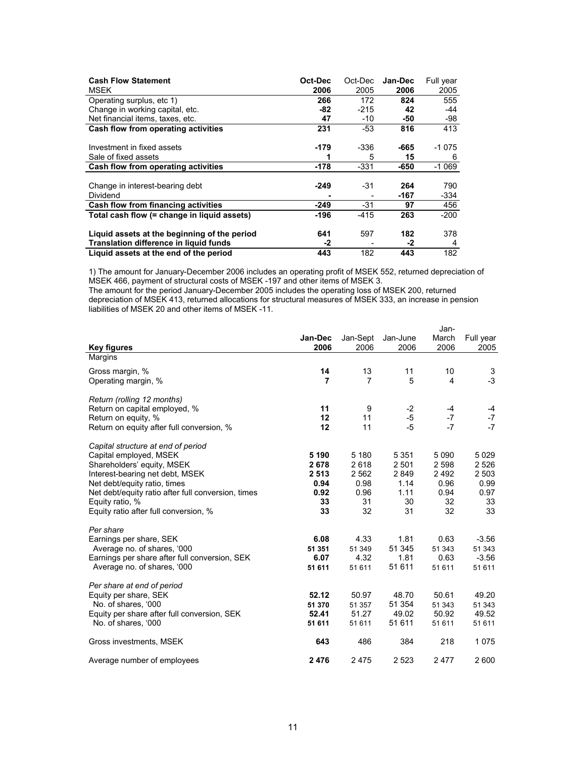| **Cash Flow Statement** MSEK | **Oct-Dec 2006** | Oct-Dec 2005 | **Jan-Dec 2006** | Full year 2005 |
|---|---|---|---|---|
| Operating surplus, etc 1) | **266** | 172 | **824** | 555 |
| Change in working capital, etc. | **-82** | -215 | **42** | -44 |
| Net financial items, taxes, etc. | **47** | -10 | **-50** | -98 |
| **Cash flow from operating activities** | **231** | -53 | **816** | 413 |
| Investment in fixed assets | **-179** | -336 | **-665** | -1 075 |
| Sale of fixed assets | **1** | 5 | **15** | 6 |
| **Cash flow from operating activities** | **-178** | -331 | **-650** | -1 069 |
| Change in interest-bearing debt | **-249** | -31 | **264** | 790 |
| Dividend | **-** | - | **-167** | -334 |
| **Cash flow from financing activities** | **-249** | -31 | **97** | 456 |
| **Total cash flow (= change in liquid assets)** | **-196** | -415 | **263** | -200 |
| **Liquid assets at the beginning of the period** | **641** | 597 | **182** | 378 |
| **Translation difference in liquid funds** | **-2** | - | **-2** | 4 |
| **Liquid assets at the end of the period** | **443** | 182 | **443** | 182 |

1) The amount for January-December 2006 includes an operating profit of MSEK 552, returned depreciation of MSEK 466, payment of structural costs of MSEK -197 and other items of MSEK 3.
The amount for the period January-December 2005 includes the operating loss of MSEK 200, returned depreciation of MSEK 413, returned allocations for structural measures of MSEK 333, an increase in pension liabilities of MSEK 20 and other items of MSEK -11.

| **Key figures** | **Jan-Dec 2006** | Jan-Sept 2006 | Jan-June 2006 | Jan-March 2006 | Full year 2005 |
|---|---|---|---|---|---|
| Margins | | | | | |
| Gross margin, % | **14** | 13 | 11 | 10 | 3 |
| Operating margin, % | **7** | 7 | 5 | 4 | -3 |
| *Return (rolling 12 months)* | | | | | |
| Return on capital employed, % | **11** | 9 | -2 | -4 | -4 |
| Return on equity, % | **12** | 11 | -5 | -7 | -7 |
| Return on equity after full conversion, % | **12** | 11 | -5 | -7 | -7 |
| *Capital structure at end of period* | | | | | |
| Capital employed, MSEK | **5 190** | 5 180 | 5 351 | 5 090 | 5 029 |
| Shareholders' equity, MSEK | **2 678** | 2 618 | 2 501 | 2 598 | 2 526 |
| Interest-bearing net debt, MSEK | **2 513** | 2 562 | 2 849 | 2 492 | 2 503 |
| Net debt/equity ratio, times | **0.94** | 0.98 | 1.14 | 0.96 | 0.99 |
| Net debt/equity ratio after full conversion, times | **0.92** | 0.96 | 1.11 | 0.94 | 0.97 |
| Equity ratio, % | **33** | 31 | 30 | 32 | 33 |
| Equity ratio after full conversion, % | **33** | 32 | 31 | 32 | 33 |
| *Per share* | | | | | |
| Earnings per share, SEK | **6.08** | 4.33 | 1.81 | 0.63 | -3.56 |
| Average no. of shares, '000 | **51 351** | 51 349 | 51 345 | 51 343 | 51 343 |
| Earnings per share after full conversion, SEK | **6.07** | 4.32 | 1.81 | 0.63 | -3.56 |
| Average no. of shares, '000 | **51 611** | 51 611 | 51 611 | 51 611 | 51 611 |
| *Per share at end of period* | | | | | |
| Equity per share, SEK | **52.12** | 50.97 | 48.70 | 50.61 | 49.20 |
| No. of shares, '000 | **51 370** | 51 357 | 51 354 | 51 343 | 51 343 |
| Equity per share after full conversion, SEK | **52.41** | 51.27 | 49.02 | 50.92 | 49.52 |
| No. of shares, '000 | **51 611** | 51 611 | 51 611 | 51 611 | 51 611 |
| Gross investments, MSEK | **643** | 486 | 384 | 218 | 1 075 |
| Average number of employees | **2 476** | 2 475 | 2 523 | 2 477 | 2 600 |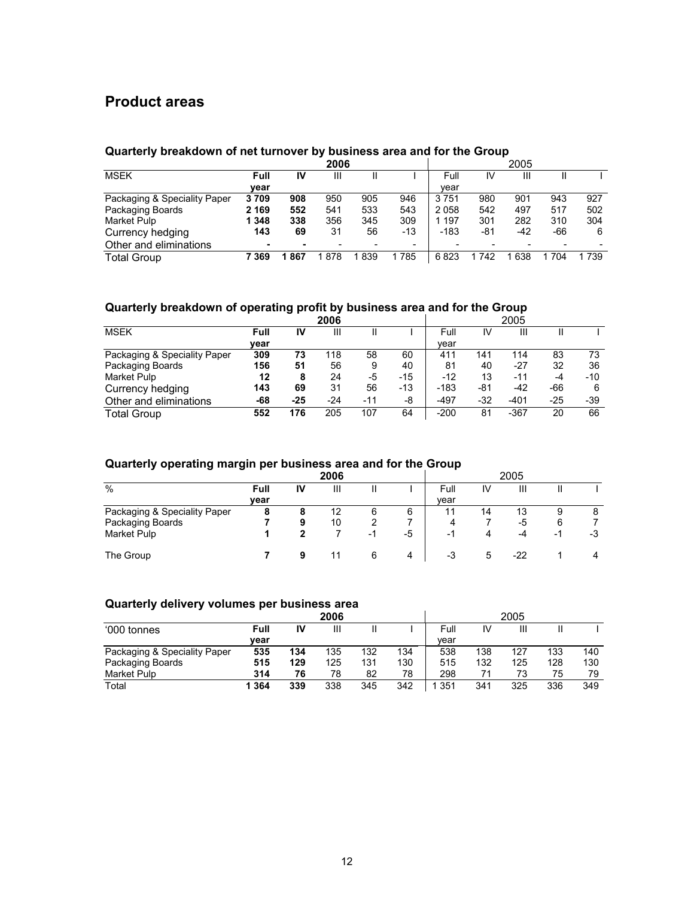## Product areas

### Quarterly breakdown of net turnover by business area and for the Group

| MSEK | 2006 Full year | IV | III | II | I | 2005 Full year | IV | III | II | I |
|---|---|---|---|---|---|---|---|---|---|---|
| Packaging & Speciality Paper | **3 709** | **908** | 950 | 905 | 946 | 3 751 | 980 | 901 | 943 | 927 |
| Packaging Boards | **2 169** | **552** | 541 | 533 | 543 | 2 058 | 542 | 497 | 517 | 502 |
| Market Pulp | **1 348** | **338** | 356 | 345 | 309 | 1 197 | 301 | 282 | 310 | 304 |
| Currency hedging | **143** | **69** | 31 | 56 | -13 | -183 | -81 | -42 | -66 | 6 |
| Other and eliminations | **-** | **-** | - | - | - | - | - | - | - | - |
| Total Group | **7 369** | **1 867** | 1 878 | 1 839 | 1 785 | 6 823 | 1 742 | 1 638 | 1 704 | 1 739 |

### Quarterly breakdown of operating profit by business area and for the Group

| MSEK | 2006 Full year | IV | III | II | I | 2005 Full year | IV | III | II | I |
|---|---|---|---|---|---|---|---|---|---|---|
| Packaging & Speciality Paper | **309** | **73** | 118 | 58 | 60 | 411 | 141 | 114 | 83 | 73 |
| Packaging Boards | **156** | **51** | 56 | 9 | 40 | 81 | 40 | -27 | 32 | 36 |
| Market Pulp | **12** | **8** | 24 | -5 | -15 | -12 | 13 | -11 | -4 | -10 |
| Currency hedging | **143** | **69** | 31 | 56 | -13 | -183 | -81 | -42 | -66 | 6 |
| Other and eliminations | **-68** | **-25** | -24 | -11 | -8 | -497 | -32 | -401 | -25 | -39 |
| Total Group | **552** | **176** | 205 | 107 | 64 | -200 | 81 | -367 | 20 | 66 |

### Quarterly operating margin per business area and for the Group

| % | 2006 Full year | IV | III | II | I | 2005 Full year | IV | III | II | I |
|---|---|---|---|---|---|---|---|---|---|---|
| Packaging & Speciality Paper | **8** | **8** | 12 | 6 | 6 | 11 | 14 | 13 | 9 | 8 |
| Packaging Boards | **7** | **9** | 10 | 2 | 7 | 4 | 7 | -5 | 6 | 7 |
| Market Pulp | **1** | **2** | 7 | -1 | -5 | -1 | 4 | -4 | -1 | -3 |
| The Group | **7** | **9** | 11 | 6 | 4 | -3 | 5 | -22 | 1 | 4 |

### Quarterly delivery volumes per business area

| '000 tonnes | 2006 Full year | IV | III | II | I | 2005 Full year | IV | III | II | I |
|---|---|---|---|---|---|---|---|---|---|---|
| Packaging & Speciality Paper | **535** | **134** | 135 | 132 | 134 | 538 | 138 | 127 | 133 | 140 |
| Packaging Boards | **515** | **129** | 125 | 131 | 130 | 515 | 132 | 125 | 128 | 130 |
| Market Pulp | **314** | **76** | 78 | 82 | 78 | 298 | 71 | 73 | 75 | 79 |
| Total | **1 364** | **339** | 338 | 345 | 342 | 1 351 | 341 | 325 | 336 | 349 |